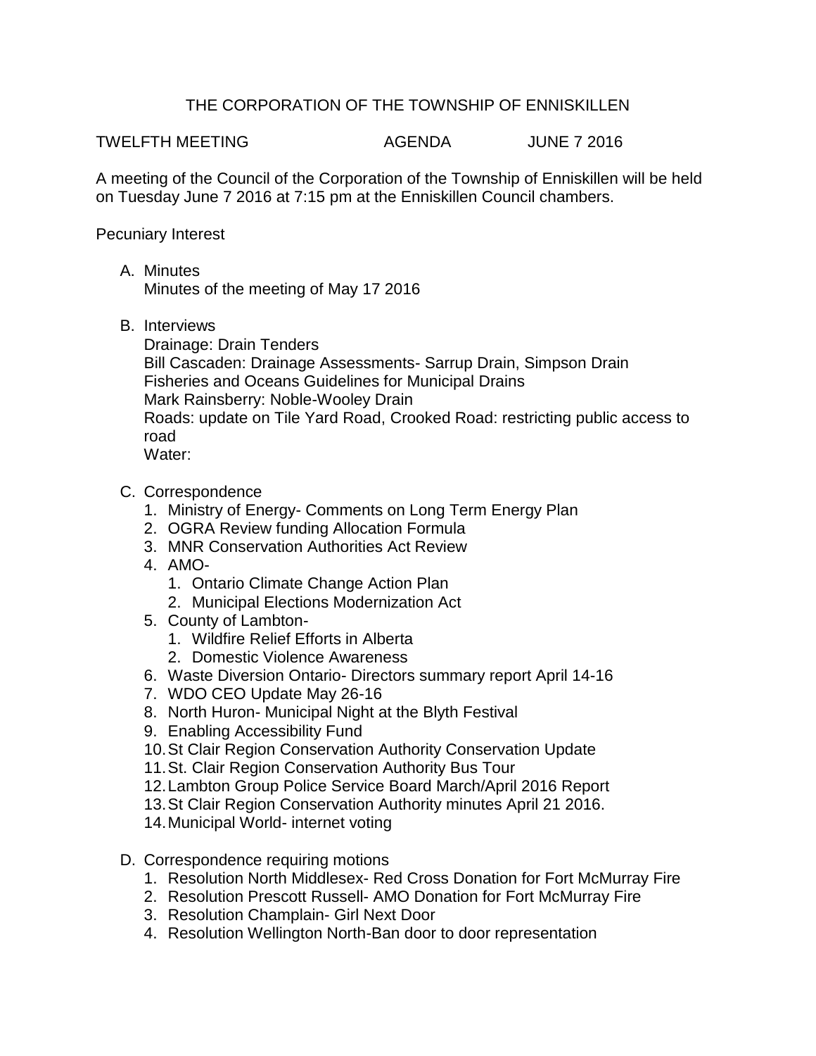# THE CORPORATION OF THE TOWNSHIP OF ENNISKILLEN

TWELFTH MEETING AGENDA JUNE 7 2016

A meeting of the Council of the Corporation of the Township of Enniskillen will be held on Tuesday June 7 2016 at 7:15 pm at the Enniskillen Council chambers.

Pecuniary Interest

A. Minutes
   Minutes of the meeting of May 17 2016

B. Interviews
   Drainage: Drain Tenders
   Bill Cascaden: Drainage Assessments- Sarrup Drain, Simpson Drain
   Fisheries and Oceans Guidelines for Municipal Drains
   Mark Rainsberry: Noble-Wooley Drain
   Roads: update on Tile Yard Road, Crooked Road: restricting public access to road
   Water:

C. Correspondence
   1. Ministry of Energy- Comments on Long Term Energy Plan
   2. OGRA Review funding Allocation Formula
   3. MNR Conservation Authorities Act Review
   4. AMO-
      1. Ontario Climate Change Action Plan
      2. Municipal Elections Modernization Act
   5. County of Lambton-
      1. Wildfire Relief Efforts in Alberta
      2. Domestic Violence Awareness
   6. Waste Diversion Ontario- Directors summary report April 14-16
   7. WDO CEO Update May 26-16
   8. North Huron- Municipal Night at the Blyth Festival
   9. Enabling Accessibility Fund
   10. St Clair Region Conservation Authority Conservation Update
   11. St. Clair Region Conservation Authority Bus Tour
   12. Lambton Group Police Service Board March/April 2016 Report
   13. St Clair Region Conservation Authority minutes April 21 2016.
   14. Municipal World- internet voting

D. Correspondence requiring motions
   1. Resolution North Middlesex- Red Cross Donation for Fort McMurray Fire
   2. Resolution Prescott Russell- AMO Donation for Fort McMurray Fire
   3. Resolution Champlain- Girl Next Door
   4. Resolution Wellington North-Ban door to door representation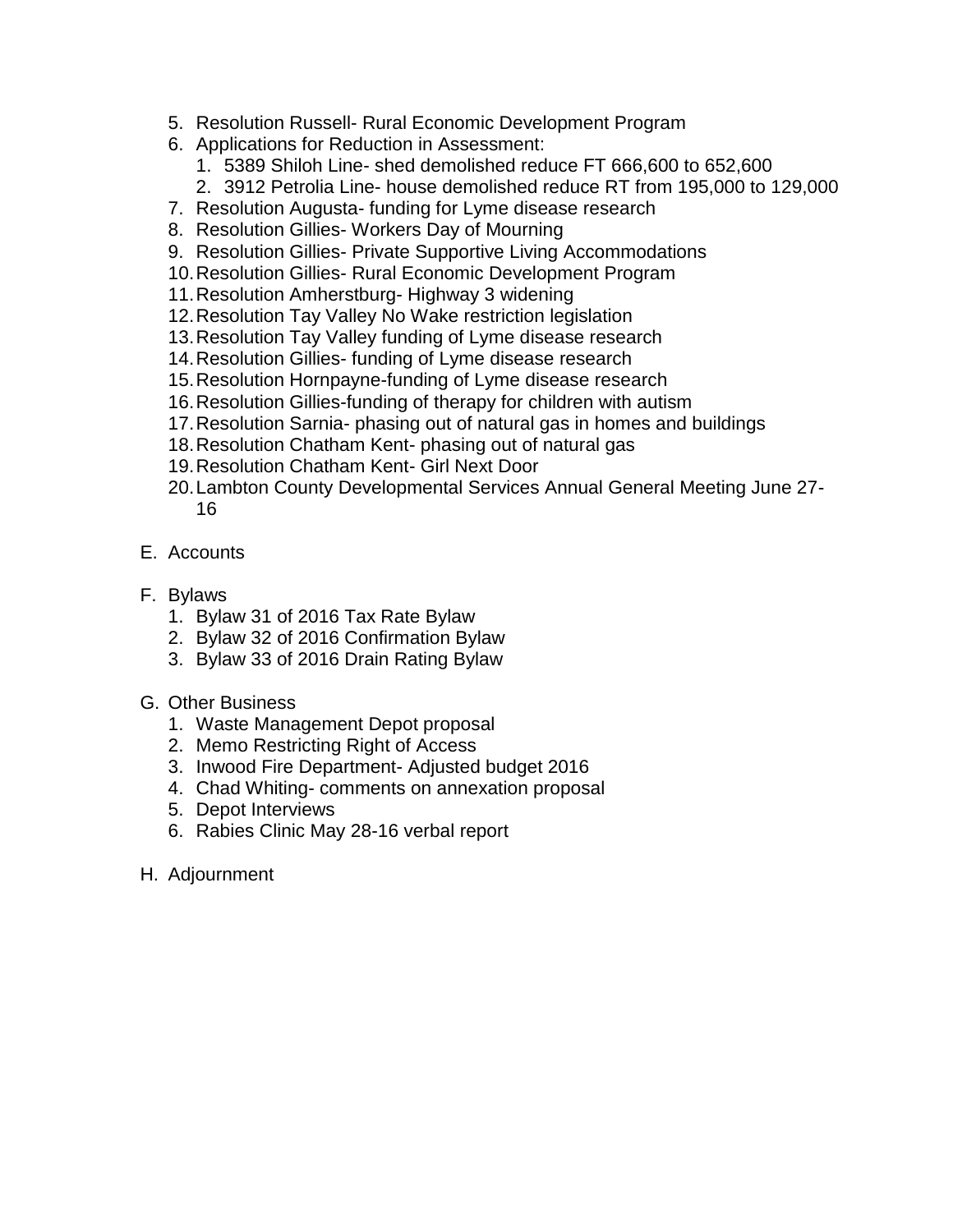5. Resolution Russell- Rural Economic Development Program
6. Applications for Reduction in Assessment:
    1. 5389 Shiloh Line- shed demolished reduce FT 666,600 to 652,600
    2. 3912 Petrolia Line- house demolished reduce RT from 195,000 to 129,000
7. Resolution Augusta- funding for Lyme disease research
8. Resolution Gillies- Workers Day of Mourning
9. Resolution Gillies- Private Supportive Living Accommodations
10. Resolution Gillies- Rural Economic Development Program
11. Resolution Amherstburg- Highway 3 widening
12. Resolution Tay Valley No Wake restriction legislation
13. Resolution Tay Valley funding of Lyme disease research
14. Resolution Gillies- funding of Lyme disease research
15. Resolution Hornpayne-funding of Lyme disease research
16. Resolution Gillies-funding of therapy for children with autism
17. Resolution Sarnia- phasing out of natural gas in homes and buildings
18. Resolution Chatham Kent- phasing out of natural gas
19. Resolution Chatham Kent- Girl Next Door
20. Lambton County Developmental Services Annual General Meeting June 27-16

E. Accounts

F. Bylaws
1. Bylaw 31 of 2016 Tax Rate Bylaw
2. Bylaw 32 of 2016 Confirmation Bylaw
3. Bylaw 33 of 2016 Drain Rating Bylaw

G. Other Business
1. Waste Management Depot proposal
2. Memo Restricting Right of Access
3. Inwood Fire Department- Adjusted budget 2016
4. Chad Whiting- comments on annexation proposal
5. Depot Interviews
6. Rabies Clinic May 28-16 verbal report

H. Adjournment